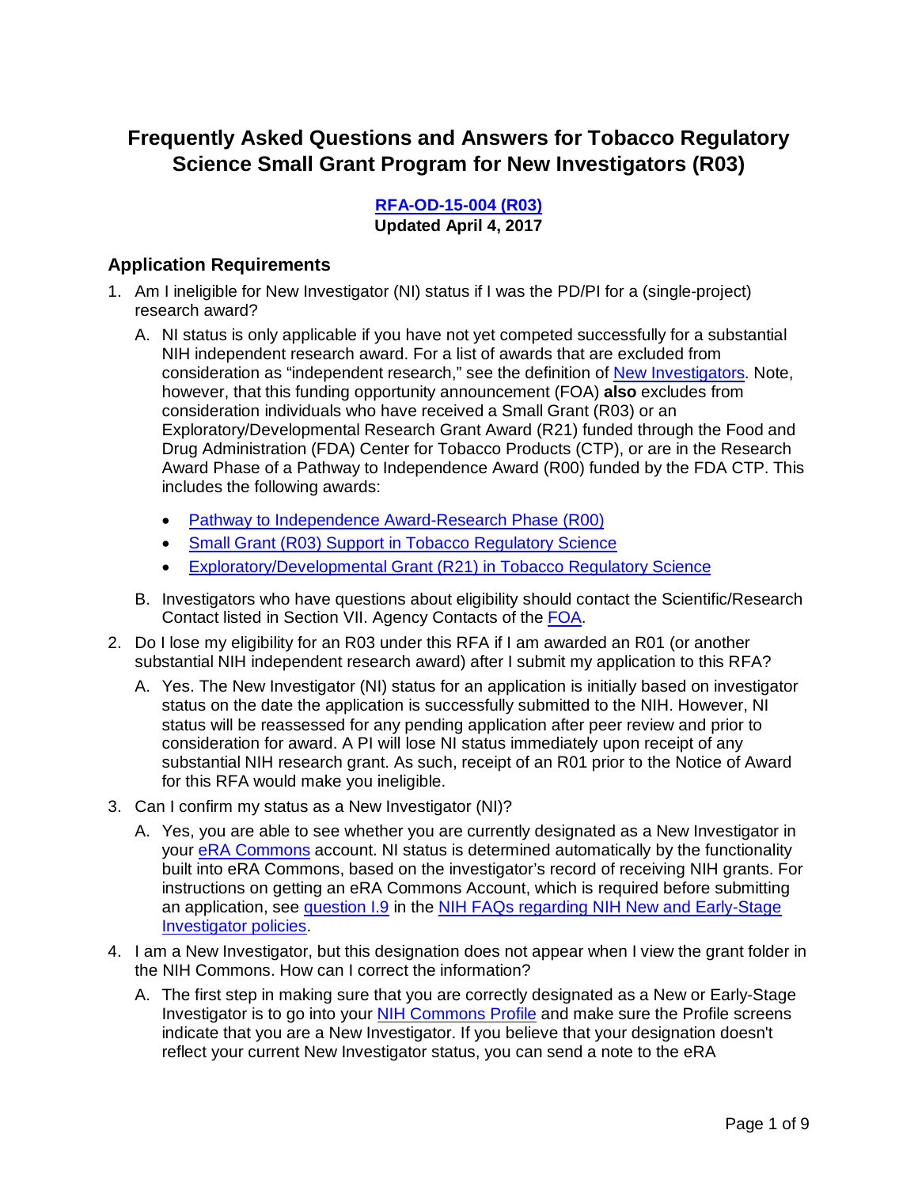# Frequently Asked Questions and Answers for Tobacco Regulatory Science Small Grant Program for New Investigators (R03)

**[RFA-OD-15-004 (R03)](#)**
**Updated April 4, 2017**

## Application Requirements

1. Am I ineligible for New Investigator (NI) status if I was the PD/PI for a (single-project) research award?

   A. NI status is only applicable if you have not yet competed successfully for a substantial NIH independent research award. For a list of awards that are excluded from consideration as "independent research," see the definition of [New Investigators](#). Note, however, that this funding opportunity announcement (FOA) **also** excludes from consideration individuals who have received a Small Grant (R03) or an Exploratory/Developmental Research Grant Award (R21) funded through the Food and Drug Administration (FDA) Center for Tobacco Products (CTP), or are in the Research Award Phase of a Pathway to Independence Award (R00) funded by the FDA CTP. This includes the following awards:

   - [Pathway to Independence Award-Research Phase (R00)](#)
   - [Small Grant (R03) Support in Tobacco Regulatory Science](#)
   - [Exploratory/Developmental Grant (R21) in Tobacco Regulatory Science](#)

   B. Investigators who have questions about eligibility should contact the Scientific/Research Contact listed in Section VII. Agency Contacts of the [FOA](#).

2. Do I lose my eligibility for an R03 under this RFA if I am awarded an R01 (or another substantial NIH independent research award) after I submit my application to this RFA?

   A. Yes. The New Investigator (NI) status for an application is initially based on investigator status on the date the application is successfully submitted to the NIH. However, NI status will be reassessed for any pending application after peer review and prior to consideration for award. A PI will lose NI status immediately upon receipt of any substantial NIH research grant. As such, receipt of an R01 prior to the Notice of Award for this RFA would make you ineligible.

3. Can I confirm my status as a New Investigator (NI)?

   A. Yes, you are able to see whether you are currently designated as a New Investigator in your [eRA Commons](#) account. NI status is determined automatically by the functionality built into eRA Commons, based on the investigator's record of receiving NIH grants. For instructions on getting an eRA Commons Account, which is required before submitting an application, see [question I.9](#) in the [NIH FAQs regarding NIH New and Early-Stage Investigator policies](#).

4. I am a New Investigator, but this designation does not appear when I view the grant folder in the NIH Commons. How can I correct the information?

   A. The first step in making sure that you are correctly designated as a New or Early-Stage Investigator is to go into your [NIH Commons Profile](#) and make sure the Profile screens indicate that you are a New Investigator. If you believe that your designation doesn't reflect your current New Investigator status, you can send a note to the eRA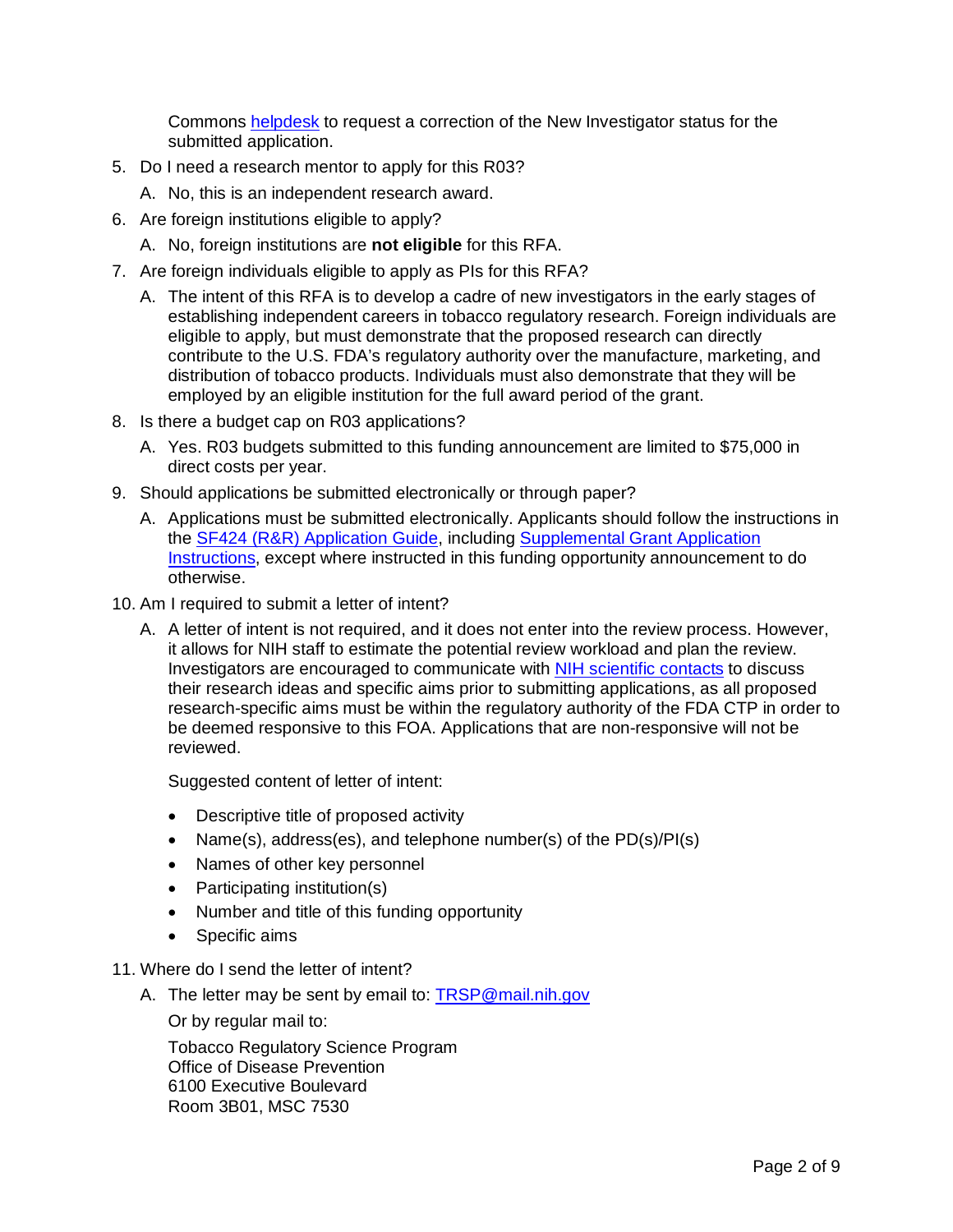Commons [helpdesk](helpdesk) to request a correction of the New Investigator status for the submitted application.

5. Do I need a research mentor to apply for this R03?

   A. No, this is an independent research award.

6. Are foreign institutions eligible to apply?

   A. No, foreign institutions are **not eligible** for this RFA.

7. Are foreign individuals eligible to apply as PIs for this RFA?

   A. The intent of this RFA is to develop a cadre of new investigators in the early stages of establishing independent careers in tobacco regulatory research. Foreign individuals are eligible to apply, but must demonstrate that the proposed research can directly contribute to the U.S. FDA's regulatory authority over the manufacture, marketing, and distribution of tobacco products. Individuals must also demonstrate that they will be employed by an eligible institution for the full award period of the grant.

8. Is there a budget cap on R03 applications?

   A. Yes. R03 budgets submitted to this funding announcement are limited to $75,000 in direct costs per year.

9. Should applications be submitted electronically or through paper?

   A. Applications must be submitted electronically. Applicants should follow the instructions in the SF424 (R&R) Application Guide, including Supplemental Grant Application Instructions, except where instructed in this funding opportunity announcement to do otherwise.

10. Am I required to submit a letter of intent?

    A. A letter of intent is not required, and it does not enter into the review process. However, it allows for NIH staff to estimate the potential review workload and plan the review. Investigators are encouraged to communicate with NIH scientific contacts to discuss their research ideas and specific aims prior to submitting applications, as all proposed research-specific aims must be within the regulatory authority of the FDA CTP in order to be deemed responsive to this FOA. Applications that are non-responsive will not be reviewed.

    Suggested content of letter of intent:

    - Descriptive title of proposed activity
    - Name(s), address(es), and telephone number(s) of the PD(s)/PI(s)
    - Names of other key personnel
    - Participating institution(s)
    - Number and title of this funding opportunity
    - Specific aims

11. Where do I send the letter of intent?

    A. The letter may be sent by email to: TRSP@mail.nih.gov

    Or by regular mail to:

    Tobacco Regulatory Science Program
    Office of Disease Prevention
    6100 Executive Boulevard
    Room 3B01, MSC 7530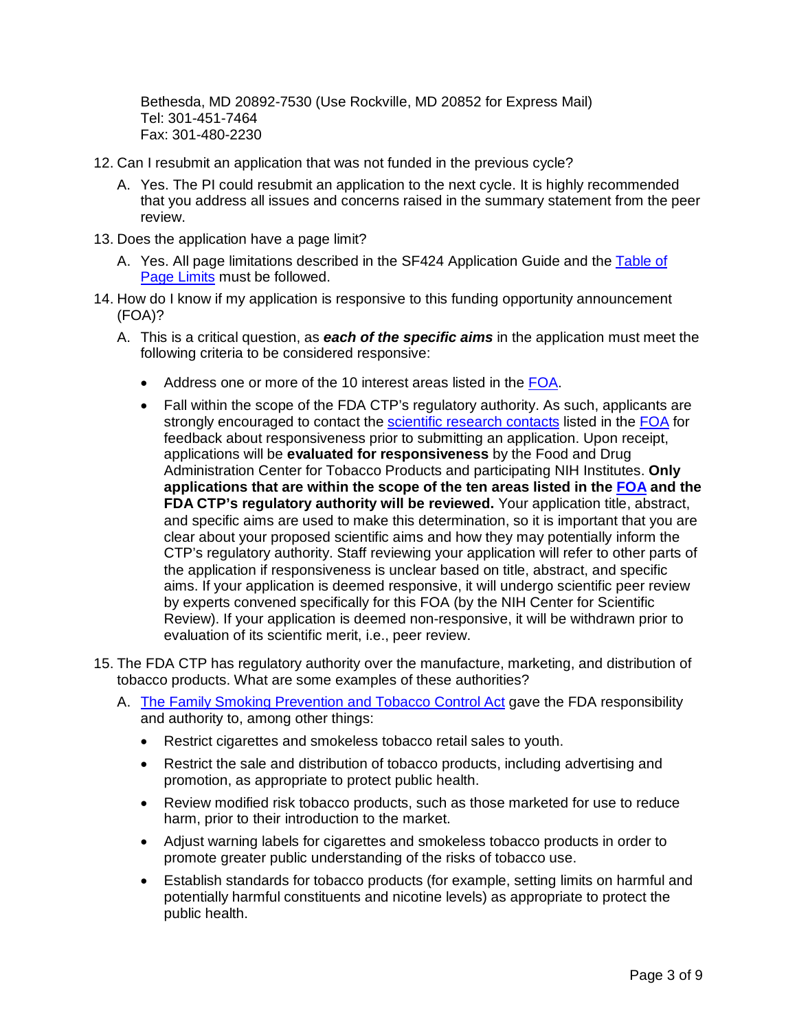Bethesda, MD 20892-7530 (Use Rockville, MD 20852 for Express Mail)
Tel: 301-451-7464
Fax: 301-480-2230

12. Can I resubmit an application that was not funded in the previous cycle?

    A. Yes. The PI could resubmit an application to the next cycle. It is highly recommended that you address all issues and concerns raised in the summary statement from the peer review.

13. Does the application have a page limit?

    A. Yes. All page limitations described in the SF424 Application Guide and the Table of Page Limits must be followed.

14. How do I know if my application is responsive to this funding opportunity announcement (FOA)?

    A. This is a critical question, as ***each of the specific aims*** in the application must meet the following criteria to be considered responsive:

    - Address one or more of the 10 interest areas listed in the FOA.
    - Fall within the scope of the FDA CTP's regulatory authority. As such, applicants are strongly encouraged to contact the scientific research contacts listed in the FOA for feedback about responsiveness prior to submitting an application. Upon receipt, applications will be **evaluated for responsiveness** by the Food and Drug Administration Center for Tobacco Products and participating NIH Institutes. **Only applications that are within the scope of the ten areas listed in the FOA and the FDA CTP's regulatory authority will be reviewed.** Your application title, abstract, and specific aims are used to make this determination, so it is important that you are clear about your proposed scientific aims and how they may potentially inform the CTP's regulatory authority. Staff reviewing your application will refer to other parts of the application if responsiveness is unclear based on title, abstract, and specific aims. If your application is deemed responsive, it will undergo scientific peer review by experts convened specifically for this FOA (by the NIH Center for Scientific Review). If your application is deemed non-responsive, it will be withdrawn prior to evaluation of its scientific merit, i.e., peer review.

15. The FDA CTP has regulatory authority over the manufacture, marketing, and distribution of tobacco products. What are some examples of these authorities?

    A. The Family Smoking Prevention and Tobacco Control Act gave the FDA responsibility and authority to, among other things:

    - Restrict cigarettes and smokeless tobacco retail sales to youth.
    - Restrict the sale and distribution of tobacco products, including advertising and promotion, as appropriate to protect public health.
    - Review modified risk tobacco products, such as those marketed for use to reduce harm, prior to their introduction to the market.
    - Adjust warning labels for cigarettes and smokeless tobacco products in order to promote greater public understanding of the risks of tobacco use.
    - Establish standards for tobacco products (for example, setting limits on harmful and potentially harmful constituents and nicotine levels) as appropriate to protect the public health.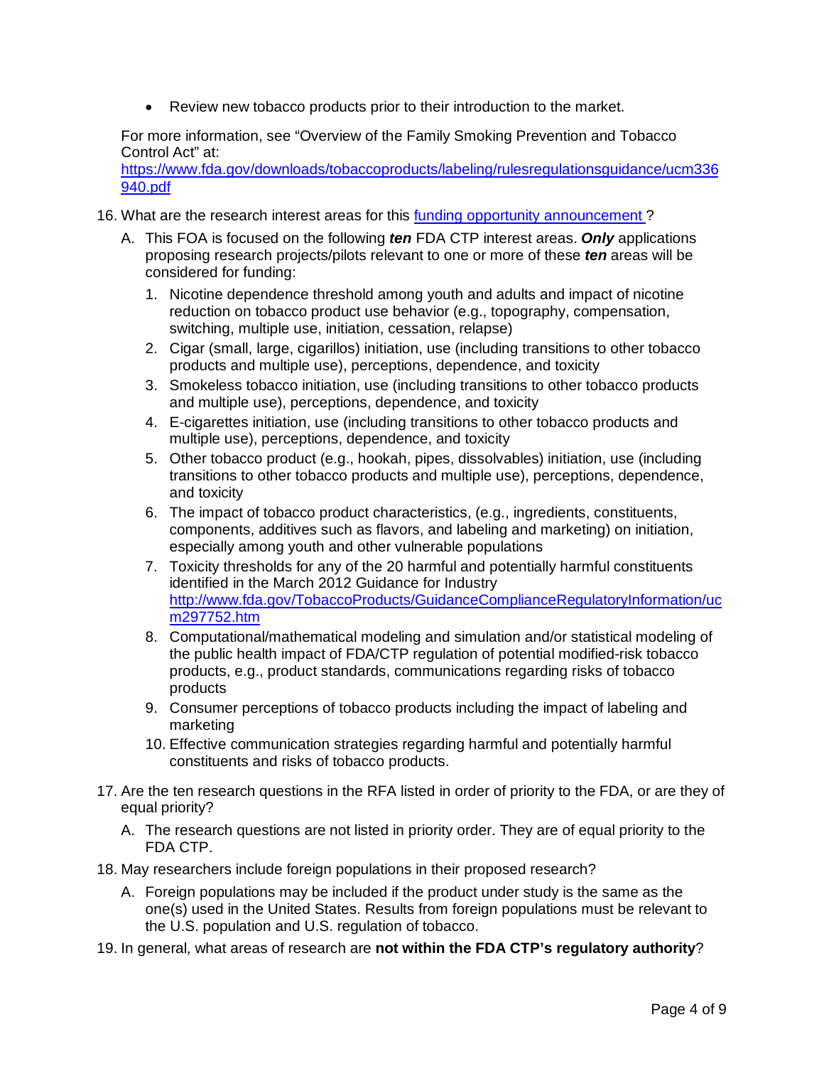- Review new tobacco products prior to their introduction to the market.

For more information, see "Overview of the Family Smoking Prevention and Tobacco Control Act" at: [https://www.fda.gov/downloads/tobaccoproducts/labeling/rulesregulationsguidance/ucm336940.pdf](https://www.fda.gov/downloads/tobaccoproducts/labeling/rulesregulationsguidance/ucm336940.pdf)

16. What are the research interest areas for this [funding opportunity announcement](#) ?

    A. This FOA is focused on the following ***ten*** FDA CTP interest areas. ***Only*** applications proposing research projects/pilots relevant to one or more of these ***ten*** areas will be considered for funding:

    1. Nicotine dependence threshold among youth and adults and impact of nicotine reduction on tobacco product use behavior (e.g., topography, compensation, switching, multiple use, initiation, cessation, relapse)
    2. Cigar (small, large, cigarillos) initiation, use (including transitions to other tobacco products and multiple use), perceptions, dependence, and toxicity
    3. Smokeless tobacco initiation, use (including transitions to other tobacco products and multiple use), perceptions, dependence, and toxicity
    4. E-cigarettes initiation, use (including transitions to other tobacco products and multiple use), perceptions, dependence, and toxicity
    5. Other tobacco product (e.g., hookah, pipes, dissolvables) initiation, use (including transitions to other tobacco products and multiple use), perceptions, dependence, and toxicity
    6. The impact of tobacco product characteristics, (e.g., ingredients, constituents, components, additives such as flavors, and labeling and marketing) on initiation, especially among youth and other vulnerable populations
    7. Toxicity thresholds for any of the 20 harmful and potentially harmful constituents identified in the March 2012 Guidance for Industry [http://www.fda.gov/TobaccoProducts/GuidanceComplianceRegulatoryInformation/ucm297752.htm](http://www.fda.gov/TobaccoProducts/GuidanceComplianceRegulatoryInformation/ucm297752.htm)
    8. Computational/mathematical modeling and simulation and/or statistical modeling of the public health impact of FDA/CTP regulation of potential modified-risk tobacco products, e.g., product standards, communications regarding risks of tobacco products
    9. Consumer perceptions of tobacco products including the impact of labeling and marketing
    10. Effective communication strategies regarding harmful and potentially harmful constituents and risks of tobacco products.

17. Are the ten research questions in the RFA listed in order of priority to the FDA, or are they of equal priority?

    A. The research questions are not listed in priority order. They are of equal priority to the FDA CTP.

18. May researchers include foreign populations in their proposed research?

    A. Foreign populations may be included if the product under study is the same as the one(s) used in the United States. Results from foreign populations must be relevant to the U.S. population and U.S. regulation of tobacco.

19. In general, what areas of research are **not within the FDA CTP's regulatory authority**?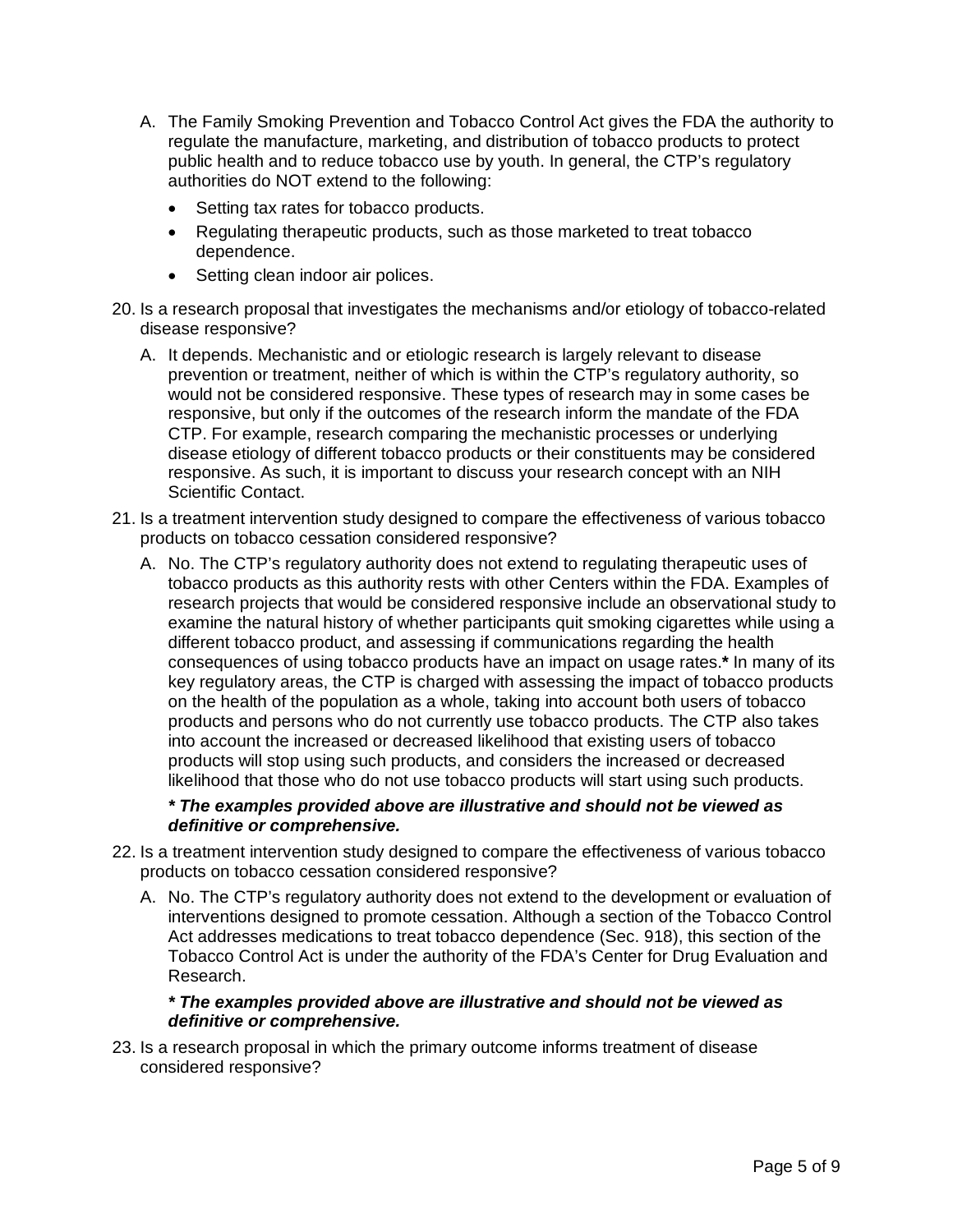A. The Family Smoking Prevention and Tobacco Control Act gives the FDA the authority to regulate the manufacture, marketing, and distribution of tobacco products to protect public health and to reduce tobacco use by youth. In general, the CTP's regulatory authorities do NOT extend to the following:

- Setting tax rates for tobacco products.
- Regulating therapeutic products, such as those marketed to treat tobacco dependence.
- Setting clean indoor air polices.

20. Is a research proposal that investigates the mechanisms and/or etiology of tobacco-related disease responsive?

    A. It depends. Mechanistic and or etiologic research is largely relevant to disease prevention or treatment, neither of which is within the CTP's regulatory authority, so would not be considered responsive. These types of research may in some cases be responsive, but only if the outcomes of the research inform the mandate of the FDA CTP. For example, research comparing the mechanistic processes or underlying disease etiology of different tobacco products or their constituents may be considered responsive. As such, it is important to discuss your research concept with an NIH Scientific Contact.

21. Is a treatment intervention study designed to compare the effectiveness of various tobacco products on tobacco cessation considered responsive?

    A. No. The CTP's regulatory authority does not extend to regulating therapeutic uses of tobacco products as this authority rests with other Centers within the FDA. Examples of research projects that would be considered responsive include an observational study to examine the natural history of whether participants quit smoking cigarettes while using a different tobacco product, and assessing if communications regarding the health consequences of using tobacco products have an impact on usage rates.**\*** In many of its key regulatory areas, the CTP is charged with assessing the impact of tobacco products on the health of the population as a whole, taking into account both users of tobacco products and persons who do not currently use tobacco products. The CTP also takes into account the increased or decreased likelihood that existing users of tobacco products will stop using such products, and considers the increased or decreased likelihood that those who do not use tobacco products will start using such products.

    ***\* The examples provided above are illustrative and should not be viewed as definitive or comprehensive.***

22. Is a treatment intervention study designed to compare the effectiveness of various tobacco products on tobacco cessation considered responsive?

    A. No. The CTP's regulatory authority does not extend to the development or evaluation of interventions designed to promote cessation. Although a section of the Tobacco Control Act addresses medications to treat tobacco dependence (Sec. 918), this section of the Tobacco Control Act is under the authority of the FDA's Center for Drug Evaluation and Research.

    ***\* The examples provided above are illustrative and should not be viewed as definitive or comprehensive.***

23. Is a research proposal in which the primary outcome informs treatment of disease considered responsive?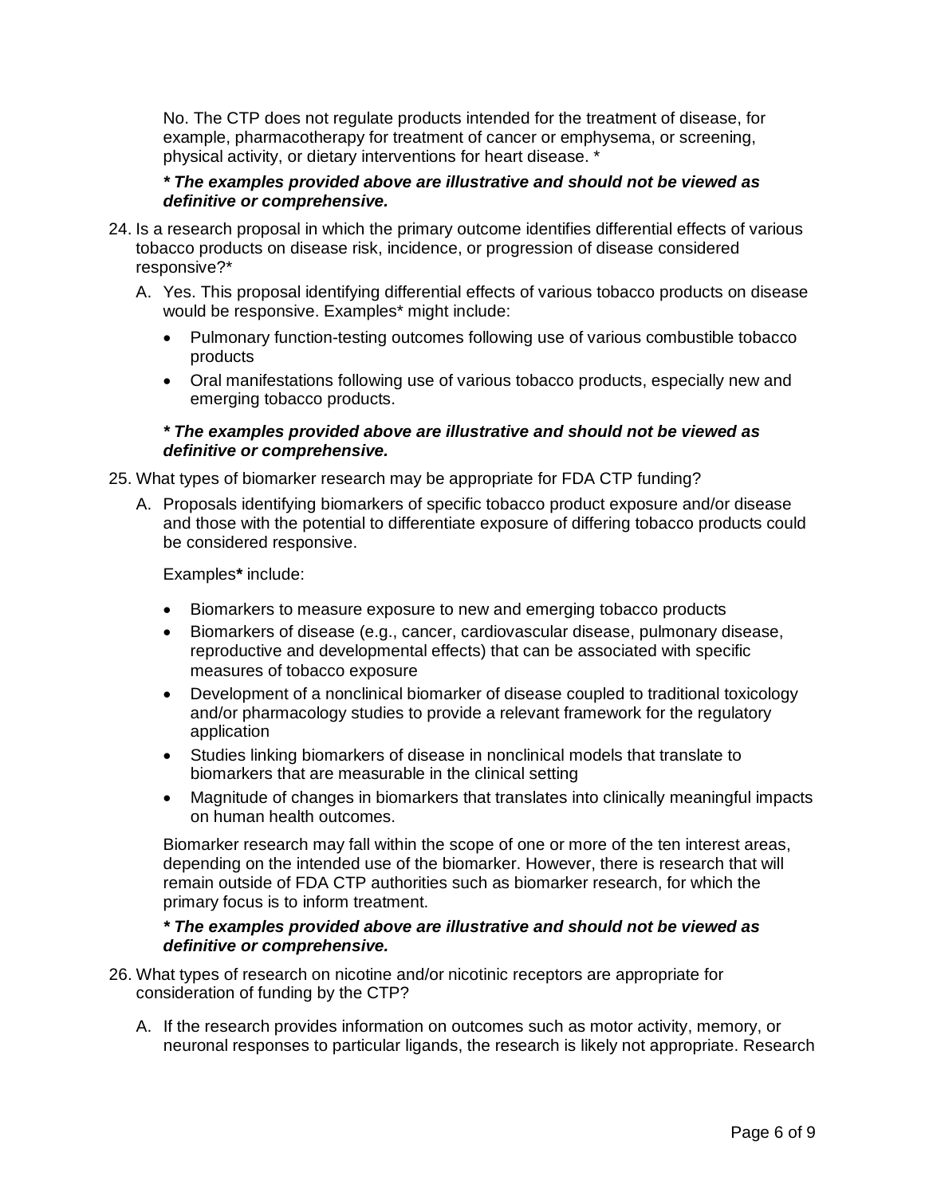No. The CTP does not regulate products intended for the treatment of disease, for example, pharmacotherapy for treatment of cancer or emphysema, or screening, physical activity, or dietary interventions for heart disease. *

***\* The examples provided above are illustrative and should not be viewed as definitive or comprehensive.***

24. Is a research proposal in which the primary outcome identifies differential effects of various tobacco products on disease risk, incidence, or progression of disease considered responsive?*

    A. Yes. This proposal identifying differential effects of various tobacco products on disease would be responsive. Examples* might include:

    - Pulmonary function-testing outcomes following use of various combustible tobacco products
    - Oral manifestations following use of various tobacco products, especially new and emerging tobacco products.

    ***\* The examples provided above are illustrative and should not be viewed as definitive or comprehensive.***

25. What types of biomarker research may be appropriate for FDA CTP funding?

    A. Proposals identifying biomarkers of specific tobacco product exposure and/or disease and those with the potential to differentiate exposure of differing tobacco products could be considered responsive.

    Examples**\*** include:

    - Biomarkers to measure exposure to new and emerging tobacco products
    - Biomarkers of disease (e.g., cancer, cardiovascular disease, pulmonary disease, reproductive and developmental effects) that can be associated with specific measures of tobacco exposure
    - Development of a nonclinical biomarker of disease coupled to traditional toxicology and/or pharmacology studies to provide a relevant framework for the regulatory application
    - Studies linking biomarkers of disease in nonclinical models that translate to biomarkers that are measurable in the clinical setting
    - Magnitude of changes in biomarkers that translates into clinically meaningful impacts on human health outcomes.

    Biomarker research may fall within the scope of one or more of the ten interest areas, depending on the intended use of the biomarker. However, there is research that will remain outside of FDA CTP authorities such as biomarker research, for which the primary focus is to inform treatment.

    ***\* The examples provided above are illustrative and should not be viewed as definitive or comprehensive.***

26. What types of research on nicotine and/or nicotinic receptors are appropriate for consideration of funding by the CTP?

    A. If the research provides information on outcomes such as motor activity, memory, or neuronal responses to particular ligands, the research is likely not appropriate. Research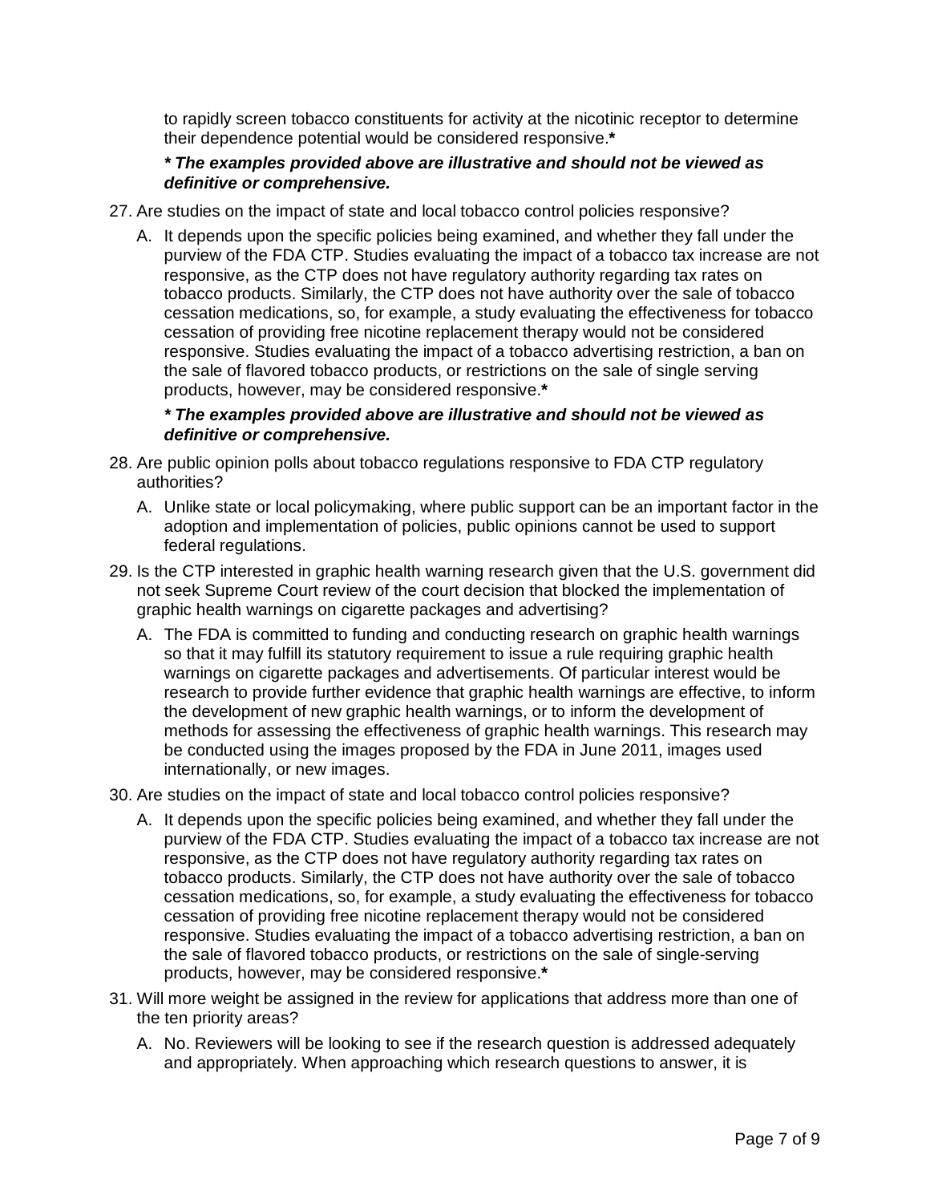to rapidly screen tobacco constituents for activity at the nicotinic receptor to determine their dependence potential would be considered responsive.**\***

***\* The examples provided above are illustrative and should not be viewed as definitive or comprehensive.***

27. Are studies on the impact of state and local tobacco control policies responsive?

    A. It depends upon the specific policies being examined, and whether they fall under the purview of the FDA CTP. Studies evaluating the impact of a tobacco tax increase are not responsive, as the CTP does not have regulatory authority regarding tax rates on tobacco products. Similarly, the CTP does not have authority over the sale of tobacco cessation medications, so, for example, a study evaluating the effectiveness for tobacco cessation of providing free nicotine replacement therapy would not be considered responsive. Studies evaluating the impact of a tobacco advertising restriction, a ban on the sale of flavored tobacco products, or restrictions on the sale of single serving products, however, may be considered responsive.**\***

    ***\* The examples provided above are illustrative and should not be viewed as definitive or comprehensive.***

28. Are public opinion polls about tobacco regulations responsive to FDA CTP regulatory authorities?

    A. Unlike state or local policymaking, where public support can be an important factor in the adoption and implementation of policies, public opinions cannot be used to support federal regulations.

29. Is the CTP interested in graphic health warning research given that the U.S. government did not seek Supreme Court review of the court decision that blocked the implementation of graphic health warnings on cigarette packages and advertising?

    A. The FDA is committed to funding and conducting research on graphic health warnings so that it may fulfill its statutory requirement to issue a rule requiring graphic health warnings on cigarette packages and advertisements. Of particular interest would be research to provide further evidence that graphic health warnings are effective, to inform the development of new graphic health warnings, or to inform the development of methods for assessing the effectiveness of graphic health warnings. This research may be conducted using the images proposed by the FDA in June 2011, images used internationally, or new images.

30. Are studies on the impact of state and local tobacco control policies responsive?

    A. It depends upon the specific policies being examined, and whether they fall under the purview of the FDA CTP. Studies evaluating the impact of a tobacco tax increase are not responsive, as the CTP does not have regulatory authority regarding tax rates on tobacco products. Similarly, the CTP does not have authority over the sale of tobacco cessation medications, so, for example, a study evaluating the effectiveness for tobacco cessation of providing free nicotine replacement therapy would not be considered responsive. Studies evaluating the impact of a tobacco advertising restriction, a ban on the sale of flavored tobacco products, or restrictions on the sale of single-serving products, however, may be considered responsive.**\***

31. Will more weight be assigned in the review for applications that address more than one of the ten priority areas?

    A. No. Reviewers will be looking to see if the research question is addressed adequately and appropriately. When approaching which research questions to answer, it is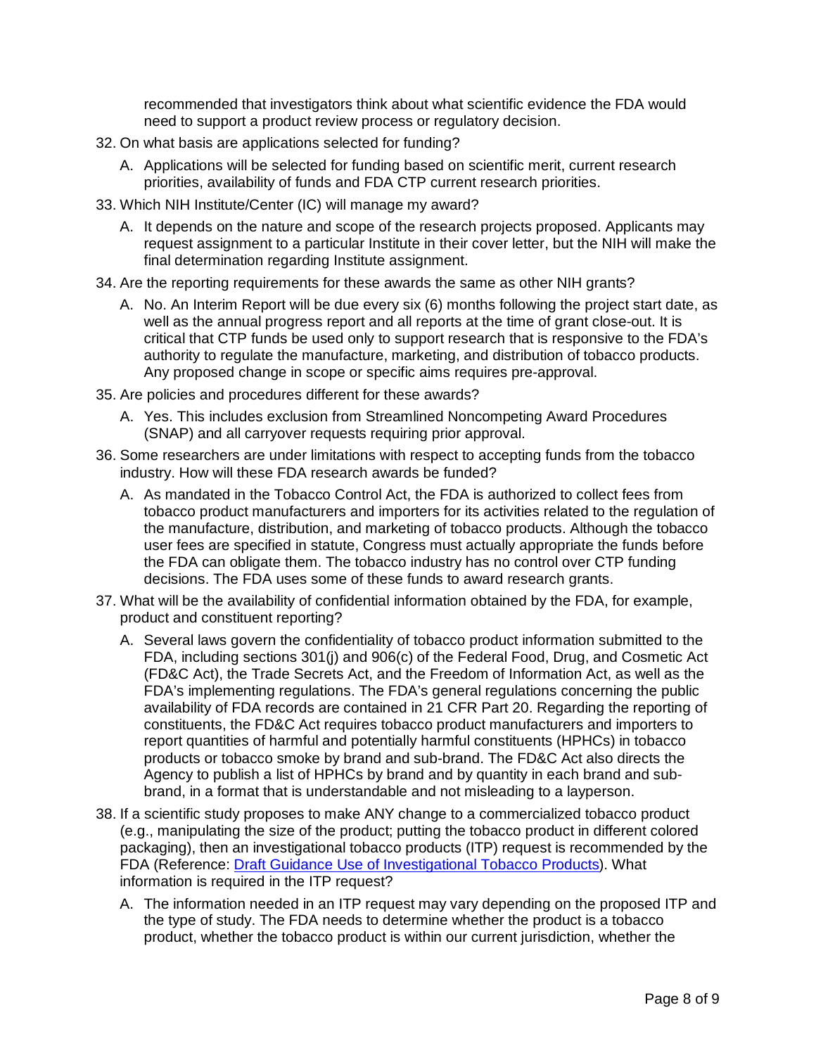recommended that investigators think about what scientific evidence the FDA would need to support a product review process or regulatory decision.

32. On what basis are applications selected for funding?

    A. Applications will be selected for funding based on scientific merit, current research priorities, availability of funds and FDA CTP current research priorities.

33. Which NIH Institute/Center (IC) will manage my award?

    A. It depends on the nature and scope of the research projects proposed. Applicants may request assignment to a particular Institute in their cover letter, but the NIH will make the final determination regarding Institute assignment.

34. Are the reporting requirements for these awards the same as other NIH grants?

    A. No. An Interim Report will be due every six (6) months following the project start date, as well as the annual progress report and all reports at the time of grant close-out. It is critical that CTP funds be used only to support research that is responsive to the FDA's authority to regulate the manufacture, marketing, and distribution of tobacco products. Any proposed change in scope or specific aims requires pre-approval.

35. Are policies and procedures different for these awards?

    A. Yes. This includes exclusion from Streamlined Noncompeting Award Procedures (SNAP) and all carryover requests requiring prior approval.

36. Some researchers are under limitations with respect to accepting funds from the tobacco industry. How will these FDA research awards be funded?

    A. As mandated in the Tobacco Control Act, the FDA is authorized to collect fees from tobacco product manufacturers and importers for its activities related to the regulation of the manufacture, distribution, and marketing of tobacco products. Although the tobacco user fees are specified in statute, Congress must actually appropriate the funds before the FDA can obligate them. The tobacco industry has no control over CTP funding decisions. The FDA uses some of these funds to award research grants.

37. What will be the availability of confidential information obtained by the FDA, for example, product and constituent reporting?

    A. Several laws govern the confidentiality of tobacco product information submitted to the FDA, including sections 301(j) and 906(c) of the Federal Food, Drug, and Cosmetic Act (FD&C Act), the Trade Secrets Act, and the Freedom of Information Act, as well as the FDA's implementing regulations. The FDA's general regulations concerning the public availability of FDA records are contained in 21 CFR Part 20. Regarding the reporting of constituents, the FD&C Act requires tobacco product manufacturers and importers to report quantities of harmful and potentially harmful constituents (HPHCs) in tobacco products or tobacco smoke by brand and sub-brand. The FD&C Act also directs the Agency to publish a list of HPHCs by brand and by quantity in each brand and sub-brand, in a format that is understandable and not misleading to a layperson.

38. If a scientific study proposes to make ANY change to a commercialized tobacco product (e.g., manipulating the size of the product; putting the tobacco product in different colored packaging), then an investigational tobacco products (ITP) request is recommended by the FDA (Reference: [Draft Guidance Use of Investigational Tobacco Products]). What information is required in the ITP request?

    A. The information needed in an ITP request may vary depending on the proposed ITP and the type of study. The FDA needs to determine whether the product is a tobacco product, whether the tobacco product is within our current jurisdiction, whether the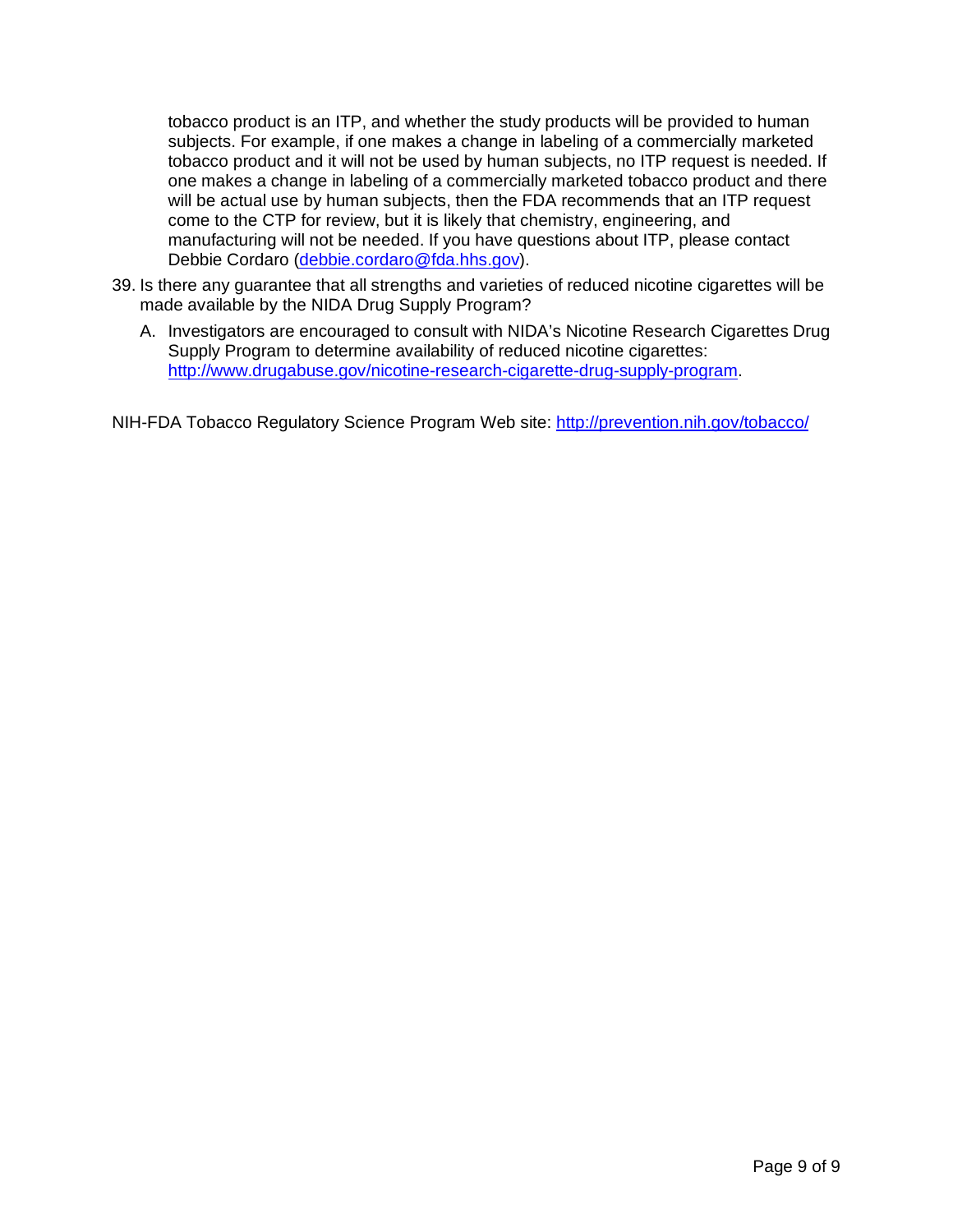tobacco product is an ITP, and whether the study products will be provided to human subjects. For example, if one makes a change in labeling of a commercially marketed tobacco product and it will not be used by human subjects, no ITP request is needed. If one makes a change in labeling of a commercially marketed tobacco product and there will be actual use by human subjects, then the FDA recommends that an ITP request come to the CTP for review, but it is likely that chemistry, engineering, and manufacturing will not be needed. If you have questions about ITP, please contact Debbie Cordaro (debbie.cordaro@fda.hhs.gov).

39. Is there any guarantee that all strengths and varieties of reduced nicotine cigarettes will be made available by the NIDA Drug Supply Program?

    A. Investigators are encouraged to consult with NIDA's Nicotine Research Cigarettes Drug Supply Program to determine availability of reduced nicotine cigarettes: http://www.drugabuse.gov/nicotine-research-cigarette-drug-supply-program.

NIH-FDA Tobacco Regulatory Science Program Web site: http://prevention.nih.gov/tobacco/